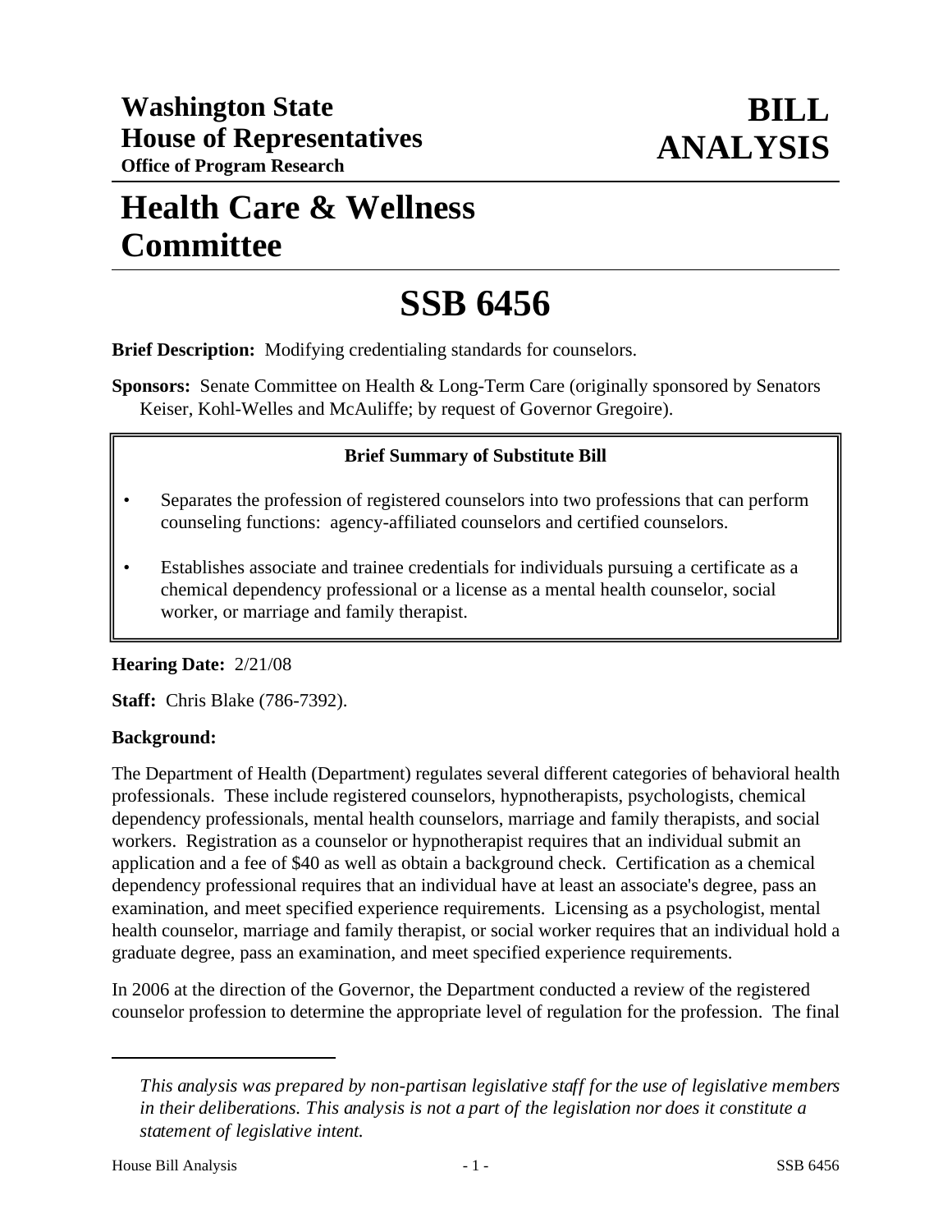**Washington State House of Representatives**
**Office of Program Research**

# BILL ANALYSIS

# Health Care & Wellness Committee

# SSB 6456

**Brief Description:** Modifying credentialing standards for counselors.

**Sponsors:** Senate Committee on Health & Long-Term Care (originally sponsored by Senators Keiser, Kohl-Welles and McAuliffe; by request of Governor Gregoire).

**Brief Summary of Substitute Bill**

- Separates the profession of registered counselors into two professions that can perform counseling functions: agency-affiliated counselors and certified counselors.
- Establishes associate and trainee credentials for individuals pursuing a certificate as a chemical dependency professional or a license as a mental health counselor, social worker, or marriage and family therapist.

**Hearing Date:** 2/21/08

**Staff:** Chris Blake (786-7392).

**Background:**

The Department of Health (Department) regulates several different categories of behavioral health professionals. These include registered counselors, hypnotherapists, psychologists, chemical dependency professionals, mental health counselors, marriage and family therapists, and social workers. Registration as a counselor or hypnotherapist requires that an individual submit an application and a fee of $40 as well as obtain a background check. Certification as a chemical dependency professional requires that an individual have at least an associate's degree, pass an examination, and meet specified experience requirements. Licensing as a psychologist, mental health counselor, marriage and family therapist, or social worker requires that an individual hold a graduate degree, pass an examination, and meet specified experience requirements.

In 2006 at the direction of the Governor, the Department conducted a review of the registered counselor profession to determine the appropriate level of regulation for the profession. The final

---

*This analysis was prepared by non-partisan legislative staff for the use of legislative members in their deliberations. This analysis is not a part of the legislation nor does it constitute a statement of legislative intent.*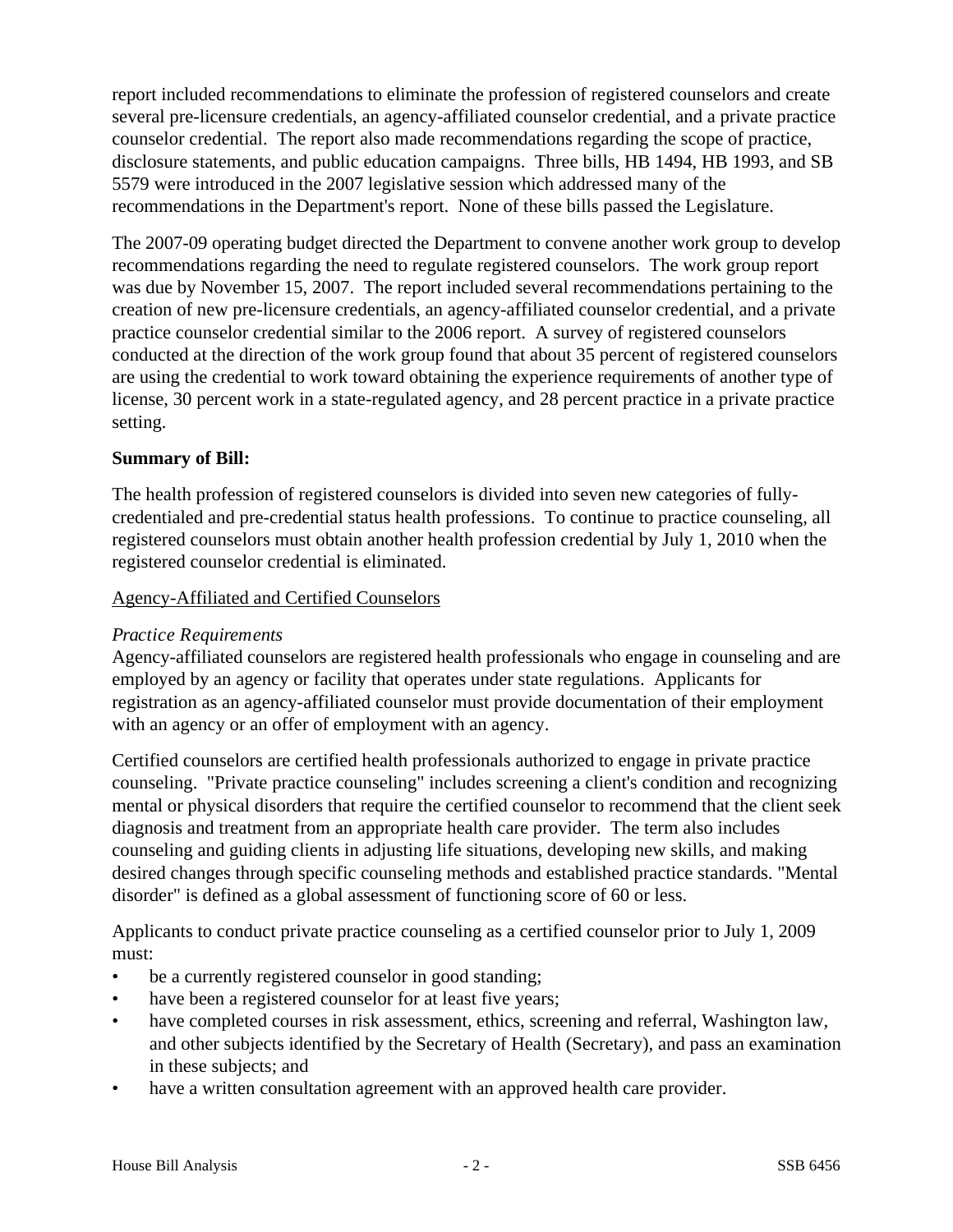report included recommendations to eliminate the profession of registered counselors and create several pre-licensure credentials, an agency-affiliated counselor credential, and a private practice counselor credential. The report also made recommendations regarding the scope of practice, disclosure statements, and public education campaigns. Three bills, HB 1494, HB 1993, and SB 5579 were introduced in the 2007 legislative session which addressed many of the recommendations in the Department's report. None of these bills passed the Legislature.

The 2007-09 operating budget directed the Department to convene another work group to develop recommendations regarding the need to regulate registered counselors. The work group report was due by November 15, 2007. The report included several recommendations pertaining to the creation of new pre-licensure credentials, an agency-affiliated counselor credential, and a private practice counselor credential similar to the 2006 report. A survey of registered counselors conducted at the direction of the work group found that about 35 percent of registered counselors are using the credential to work toward obtaining the experience requirements of another type of license, 30 percent work in a state-regulated agency, and 28 percent practice in a private practice setting.

**Summary of Bill:**

The health profession of registered counselors is divided into seven new categories of fully-credentialed and pre-credential status health professions. To continue to practice counseling, all registered counselors must obtain another health profession credential by July 1, 2010 when the registered counselor credential is eliminated.

Agency-Affiliated and Certified Counselors

*Practice Requirements*
Agency-affiliated counselors are registered health professionals who engage in counseling and are employed by an agency or facility that operates under state regulations. Applicants for registration as an agency-affiliated counselor must provide documentation of their employment with an agency or an offer of employment with an agency.

Certified counselors are certified health professionals authorized to engage in private practice counseling. "Private practice counseling" includes screening a client's condition and recognizing mental or physical disorders that require the certified counselor to recommend that the client seek diagnosis and treatment from an appropriate health care provider. The term also includes counseling and guiding clients in adjusting life situations, developing new skills, and making desired changes through specific counseling methods and established practice standards. "Mental disorder" is defined as a global assessment of functioning score of 60 or less.

Applicants to conduct private practice counseling as a certified counselor prior to July 1, 2009 must:

- be a currently registered counselor in good standing;
- have been a registered counselor for at least five years;
- have completed courses in risk assessment, ethics, screening and referral, Washington law, and other subjects identified by the Secretary of Health (Secretary), and pass an examination in these subjects; and
- have a written consultation agreement with an approved health care provider.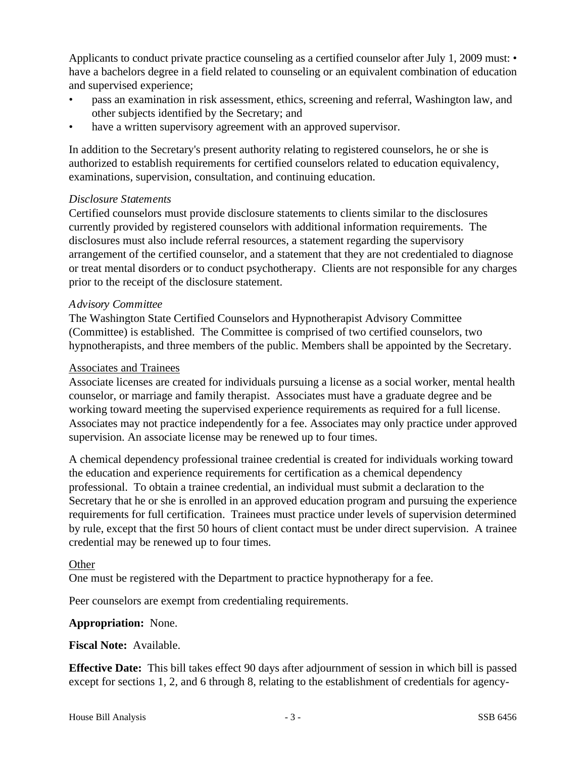Applicants to conduct private practice counseling as a certified counselor after July 1, 2009 must:

- have a bachelors degree in a field related to counseling or an equivalent combination of education and supervised experience;
- pass an examination in risk assessment, ethics, screening and referral, Washington law, and other subjects identified by the Secretary; and
- have a written supervisory agreement with an approved supervisor.

In addition to the Secretary's present authority relating to registered counselors, he or she is authorized to establish requirements for certified counselors related to education equivalency, examinations, supervision, consultation, and continuing education.

*Disclosure Statements*
Certified counselors must provide disclosure statements to clients similar to the disclosures currently provided by registered counselors with additional information requirements. The disclosures must also include referral resources, a statement regarding the supervisory arrangement of the certified counselor, and a statement that they are not credentialed to diagnose or treat mental disorders or to conduct psychotherapy. Clients are not responsible for any charges prior to the receipt of the disclosure statement.

*Advisory Committee*
The Washington State Certified Counselors and Hypnotherapist Advisory Committee (Committee) is established. The Committee is comprised of two certified counselors, two hypnotherapists, and three members of the public. Members shall be appointed by the Secretary.

Associates and Trainees
Associate licenses are created for individuals pursuing a license as a social worker, mental health counselor, or marriage and family therapist. Associates must have a graduate degree and be working toward meeting the supervised experience requirements as required for a full license. Associates may not practice independently for a fee. Associates may only practice under approved supervision. An associate license may be renewed up to four times.

A chemical dependency professional trainee credential is created for individuals working toward the education and experience requirements for certification as a chemical dependency professional. To obtain a trainee credential, an individual must submit a declaration to the Secretary that he or she is enrolled in an approved education program and pursuing the experience requirements for full certification. Trainees must practice under levels of supervision determined by rule, except that the first 50 hours of client contact must be under direct supervision. A trainee credential may be renewed up to four times.

Other
One must be registered with the Department to practice hypnotherapy for a fee.

Peer counselors are exempt from credentialing requirements.

**Appropriation:** None.

**Fiscal Note:** Available.

**Effective Date:** This bill takes effect 90 days after adjournment of session in which bill is passed except for sections 1, 2, and 6 through 8, relating to the establishment of credentials for agency-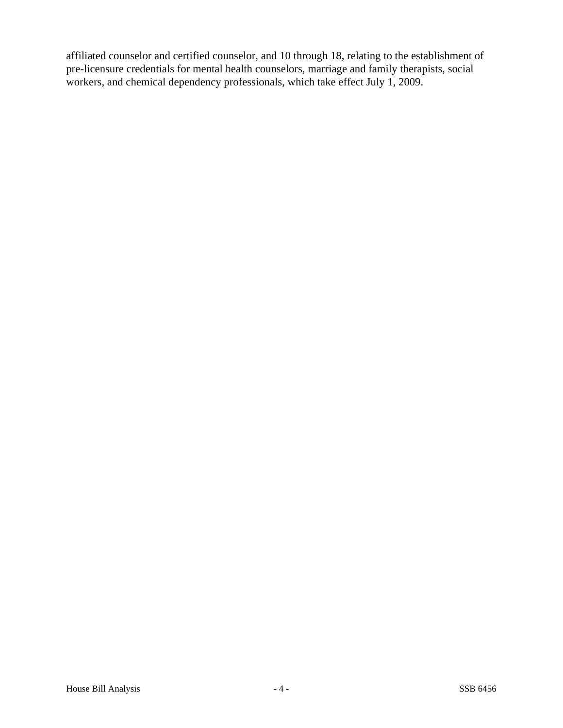affiliated counselor and certified counselor, and 10 through 18, relating to the establishment of pre-licensure credentials for mental health counselors, marriage and family therapists, social workers, and chemical dependency professionals, which take effect July 1, 2009.